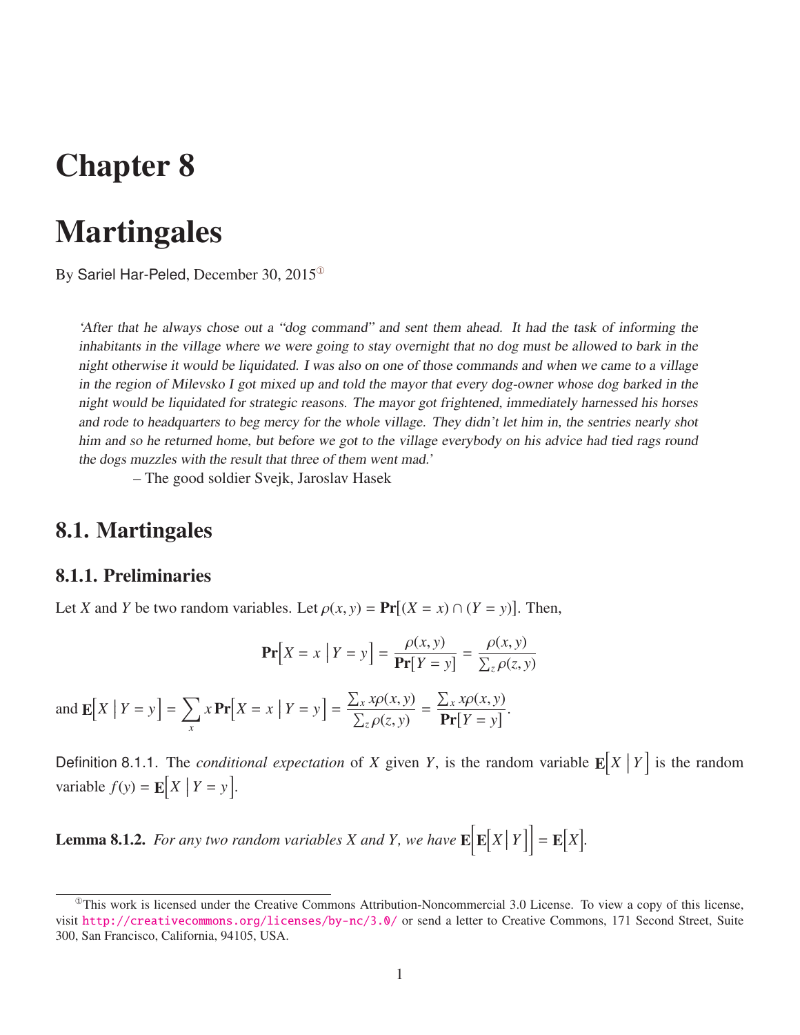# Chapter 8

# Martingales

By Sariel Har-Peled, December 30, 2015[1]

*'After that he always chose out a "dog command" and sent them ahead. It had the task of informing the inhabitants in the village where we were going to stay overnight that no dog must be allowed to bark in the night otherwise it would be liquidated. I was also on one of those commands and when we came to a village in the region of Milevsko I got mixed up and told the mayor that every dog-owner whose dog barked in the night would be liquidated for strategic reasons. The mayor got frightened, immediately harnessed his horses and rode to headquarters to beg mercy for the whole village. They didn't let him in, the sentries nearly shot him and so he returned home, but before we got to the village everybody on his advice had tied rags round the dogs muzzles with the result that three of them went mad.'*

– The good soldier Svejk, Jaroslav Hasek

## 8.1. Martingales

### 8.1.1. Preliminaries

Let $X$ and $Y$ be two random variables. Let $\rho(x, y) = \mathbf{Pr}\big[(X = x) \cap (Y = y)\big]$. Then,

$$\mathbf{Pr}\Big[X = x \;\Big|\; Y = y\Big] = \frac{\rho(x, y)}{\mathbf{Pr}[Y = y]} = \frac{\rho(x, y)}{\sum_z \rho(z, y)}$$

and $\mathbf{E}\Big[X \;\Big|\; Y = y\Big] = \sum_x x\, \mathbf{Pr}\Big[X = x \;\Big|\; Y = y\Big] = \frac{\sum_x x\rho(x, y)}{\sum_z \rho(z, y)} = \frac{\sum_x x\rho(x, y)}{\mathbf{Pr}[Y = y]}$.

Definition 8.1.1. The *conditional expectation* of $X$ given $Y$, is the random variable $\mathbf{E}\Big[X \;\Big|\; Y\Big]$ is the random variable $f(y) = \mathbf{E}\Big[X \;\Big|\; Y = y\Big]$.

**Lemma 8.1.2.** *For any two random variables $X$ and $Y$, we have* $\mathbf{E}\Big[\mathbf{E}\Big[X \;\Big|\; Y\Big]\Big] = \mathbf{E}\Big[X\Big]$.

[1] This work is licensed under the Creative Commons Attribution-Noncommercial 3.0 License. To view a copy of this license, visit http://creativecommons.org/licenses/by-nc/3.0/ or send a letter to Creative Commons, 171 Second Street, Suite 300, San Francisco, California, 94105, USA.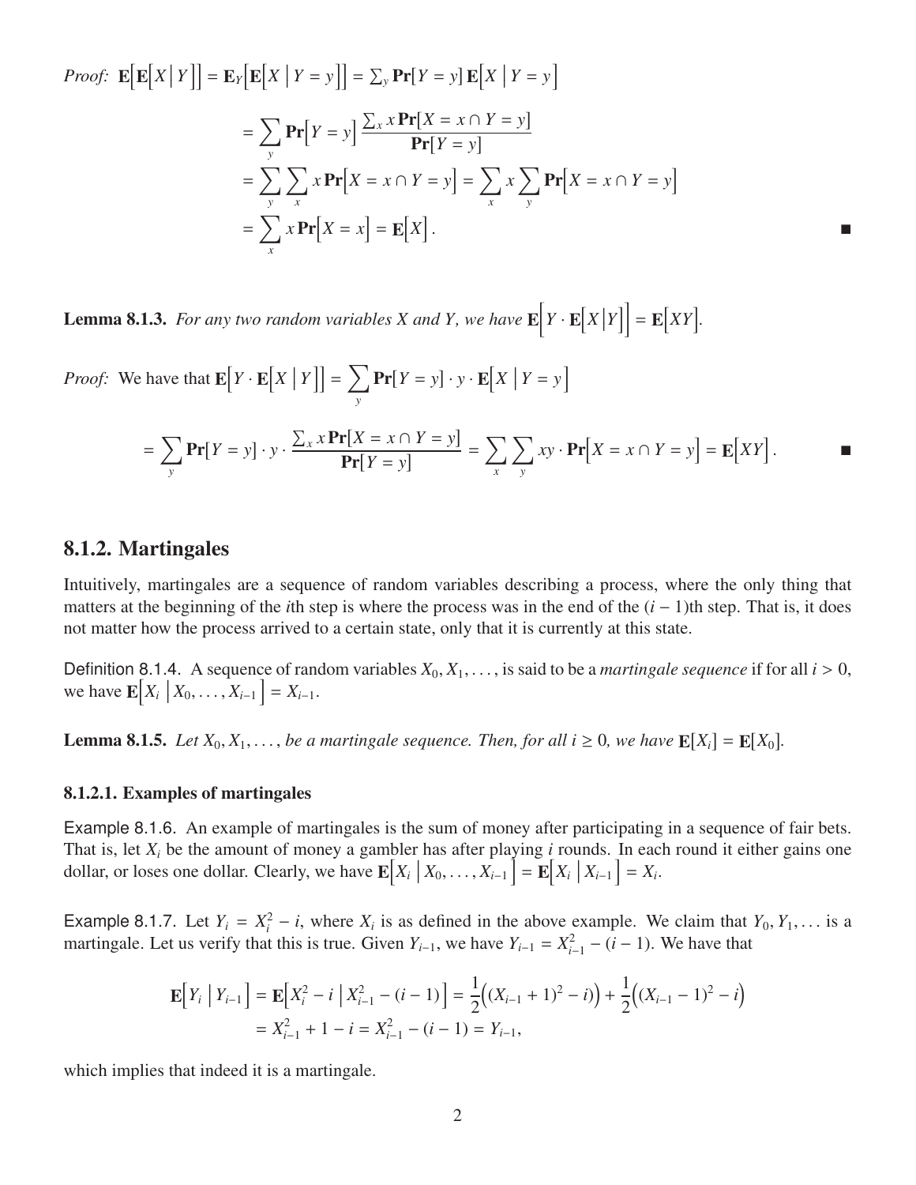*Proof:* $\mathbf{E}\Big[\mathbf{E}\big[X \,\big|\, Y\big]\Big] = \mathbf{E}_Y\Big[\mathbf{E}\big[X \,\big|\, Y = y\big]\Big] = \sum_y \mathbf{Pr}[Y = y]\,\mathbf{E}\big[X \,\big|\, Y = y\big]$

$$
\begin{aligned}
&= \sum_y \mathbf{Pr}\big[Y = y\big] \frac{\sum_x x\,\mathbf{Pr}[X = x \cap Y = y]}{\mathbf{Pr}[Y = y]} \\
&= \sum_y \sum_x x\,\mathbf{Pr}\big[X = x \cap Y = y\big] = \sum_x x \sum_y \mathbf{Pr}\big[X = x \cap Y = y\big] \\
&= \sum_x x\,\mathbf{Pr}\big[X = x\big] = \mathbf{E}\big[X\big].
\end{aligned}
$$

■

**Lemma 8.1.3.** *For any two random variables X and Y, we have* $\mathbf{E}\Big[Y \cdot \mathbf{E}\big[X \big| Y\big]\Big] = \mathbf{E}\big[XY\big]$.

*Proof:* We have that $\mathbf{E}\Big[Y \cdot \mathbf{E}\big[X \,\big|\, Y\big]\Big] = \sum_y \mathbf{Pr}[Y = y] \cdot y \cdot \mathbf{E}\big[X \,\big|\, Y = y\big]$

$$
= \sum_y \mathbf{Pr}[Y = y] \cdot y \cdot \frac{\sum_x x\,\mathbf{Pr}[X = x \cap Y = y]}{\mathbf{Pr}[Y = y]} = \sum_x \sum_y xy \cdot \mathbf{Pr}\big[X = x \cap Y = y\big] = \mathbf{E}\big[XY\big].
$$

■

## 8.1.2. Martingales

Intuitively, martingales are a sequence of random variables describing a process, where the only thing that matters at the beginning of the $i$th step is where the process was in the end of the $(i-1)$th step. That is, it does not matter how the process arrived to a certain state, only that it is currently at this state.

Definition 8.1.4. A sequence of random variables $X_0, X_1, \ldots,$ is said to be a *martingale sequence* if for all $i > 0$, we have $\mathbf{E}\big[X_i \,\big|\, X_0, \ldots, X_{i-1}\big] = X_{i-1}$.

**Lemma 8.1.5.** *Let* $X_0, X_1, \ldots,$ *be a martingale sequence. Then, for all* $i \geq 0$*, we have* $\mathbf{E}[X_i] = \mathbf{E}[X_0]$.

### 8.1.2.1. Examples of martingales

Example 8.1.6. An example of martingales is the sum of money after participating in a sequence of fair bets. That is, let $X_i$ be the amount of money a gambler has after playing $i$ rounds. In each round it either gains one dollar, or loses one dollar. Clearly, we have $\mathbf{E}\big[X_i \,\big|\, X_0, \ldots, X_{i-1}\big] = \mathbf{E}\big[X_i \,\big|\, X_{i-1}\big] = X_i$.

Example 8.1.7. Let $Y_i = X_i^2 - i$, where $X_i$ is as defined in the above example. We claim that $Y_0, Y_1, \ldots$ is a martingale. Let us verify that this is true. Given $Y_{i-1}$, we have $Y_{i-1} = X_{i-1}^2 - (i-1)$. We have that

$$
\begin{aligned}
\mathbf{E}\big[Y_i \,\big|\, Y_{i-1}\big] &= \mathbf{E}\big[X_i^2 - i \,\big|\, X_{i-1}^2 - (i-1)\big] = \frac{1}{2}\Big((X_{i-1}+1)^2 - i\Big) + \frac{1}{2}\Big((X_{i-1}-1)^2 - i\Big) \\
&= X_{i-1}^2 + 1 - i = X_{i-1}^2 - (i-1) = Y_{i-1},
\end{aligned}
$$

which implies that indeed it is a martingale.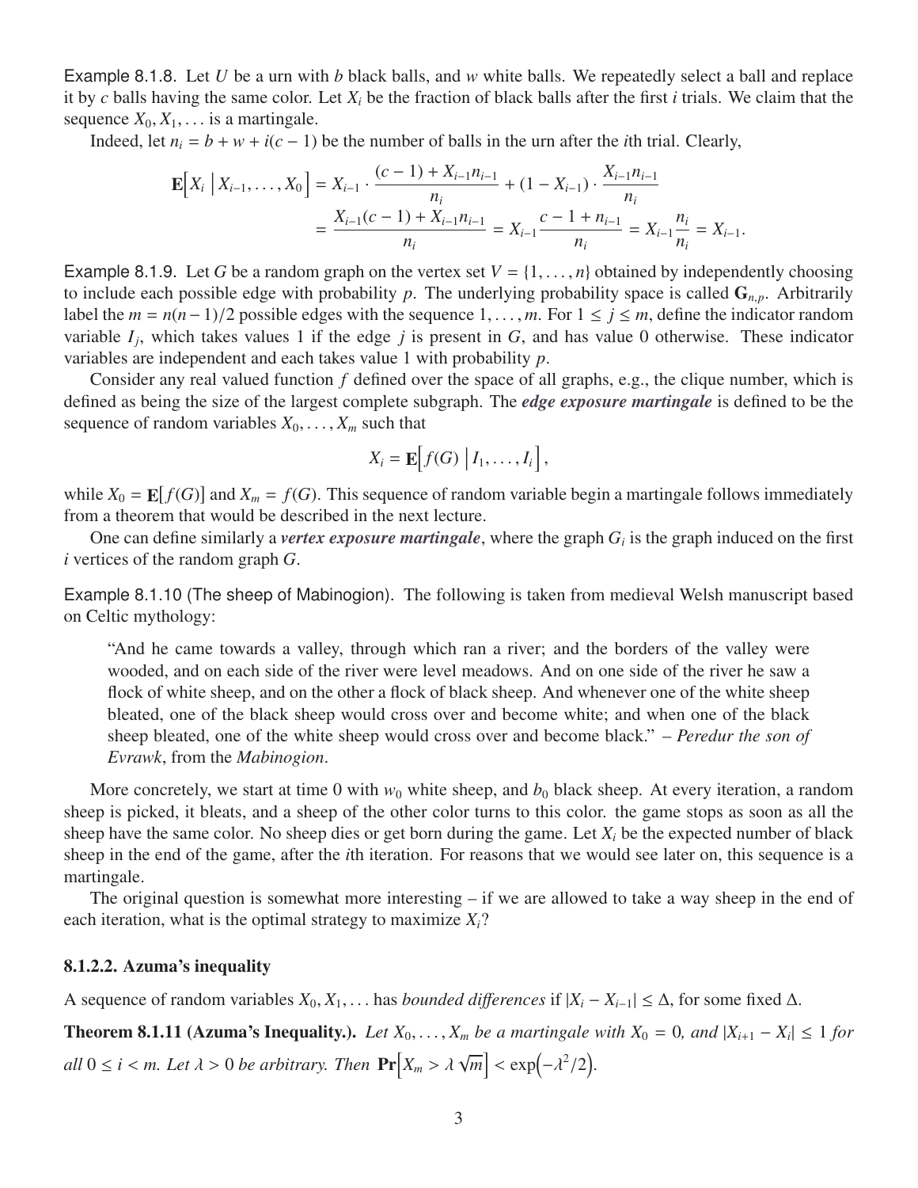Example 8.1.8. Let $U$ be a urn with $b$ black balls, and $w$ white balls. We repeatedly select a ball and replace it by $c$ balls having the same color. Let $X_i$ be the fraction of black balls after the first $i$ trials. We claim that the sequence $X_0, X_1, \ldots$ is a martingale.

Indeed, let $n_i = b + w + i(c-1)$ be the number of balls in the urn after the $i$th trial. Clearly,

$$\begin{aligned}
\mathbf{E}\Big[X_i \,\Big|\, X_{i-1}, \ldots, X_0\Big] &= X_{i-1} \cdot \frac{(c-1) + X_{i-1}n_{i-1}}{n_i} + (1 - X_{i-1}) \cdot \frac{X_{i-1}n_{i-1}}{n_i} \\
&= \frac{X_{i-1}(c-1) + X_{i-1}n_{i-1}}{n_i} = X_{i-1}\frac{c-1+n_{i-1}}{n_i} = X_{i-1}\frac{n_i}{n_i} = X_{i-1}.
\end{aligned}$$

Example 8.1.9. Let $G$ be a random graph on the vertex set $V = \{1, \ldots, n\}$ obtained by independently choosing to include each possible edge with probability $p$. The underlying probability space is called $\mathbf{G}_{n,p}$. Arbitrarily label the $m = n(n-1)/2$ possible edges with the sequence $1, \ldots, m$. For $1 \leq j \leq m$, define the indicator random variable $I_j$, which takes values 1 if the edge $j$ is present in $G$, and has value 0 otherwise. These indicator variables are independent and each takes value 1 with probability $p$.

Consider any real valued function $f$ defined over the space of all graphs, e.g., the clique number, which is defined as being the size of the largest complete subgraph. The ***edge exposure martingale*** is defined to be the sequence of random variables $X_0, \ldots, X_m$ such that

$$X_i = \mathbf{E}\Big[f(G) \,\Big|\, I_1, \ldots, I_i\Big],$$

while $X_0 = \mathbf{E}[f(G)]$ and $X_m = f(G)$. This sequence of random variable begin a martingale follows immediately from a theorem that would be described in the next lecture.

One can define similarly a ***vertex exposure martingale***, where the graph $G_i$ is the graph induced on the first $i$ vertices of the random graph $G$.

Example 8.1.10 (The sheep of Mabinogion). The following is taken from medieval Welsh manuscript based on Celtic mythology:

> "And he came towards a valley, through which ran a river; and the borders of the valley were wooded, and on each side of the river were level meadows. And on one side of the river he saw a flock of white sheep, and on the other a flock of black sheep. And whenever one of the white sheep bleated, one of the black sheep would cross over and become white; and when one of the black sheep bleated, one of the white sheep would cross over and become black." – *Peredur the son of Evrawk*, from the *Mabinogion*.

More concretely, we start at time 0 with $w_0$ white sheep, and $b_0$ black sheep. At every iteration, a random sheep is picked, it bleats, and a sheep of the other color turns to this color. the game stops as soon as all the sheep have the same color. No sheep dies or get born during the game. Let $X_i$ be the expected number of black sheep in the end of the game, after the $i$th iteration. For reasons that we would see later on, this sequence is a martingale.

The original question is somewhat more interesting – if we are allowed to take a way sheep in the end of each iteration, what is the optimal strategy to maximize $X_i$?

#### 8.1.2.2. Azuma's inequality

A sequence of random variables $X_0, X_1, \ldots$ has *bounded differences* if $|X_i - X_{i-1}| \leq \Delta$, for some fixed $\Delta$.

**Theorem 8.1.11 (Azuma's Inequality.).** *Let $X_0, \ldots, X_m$ be a martingale with $X_0 = 0$, and $|X_{i+1} - X_i| \leq 1$ for all $0 \leq i < m$. Let $\lambda > 0$ be arbitrary. Then* $\mathbf{Pr}\Big[X_m > \lambda\sqrt{m}\Big] < \exp\!\Big(-\lambda^2/2\Big)$.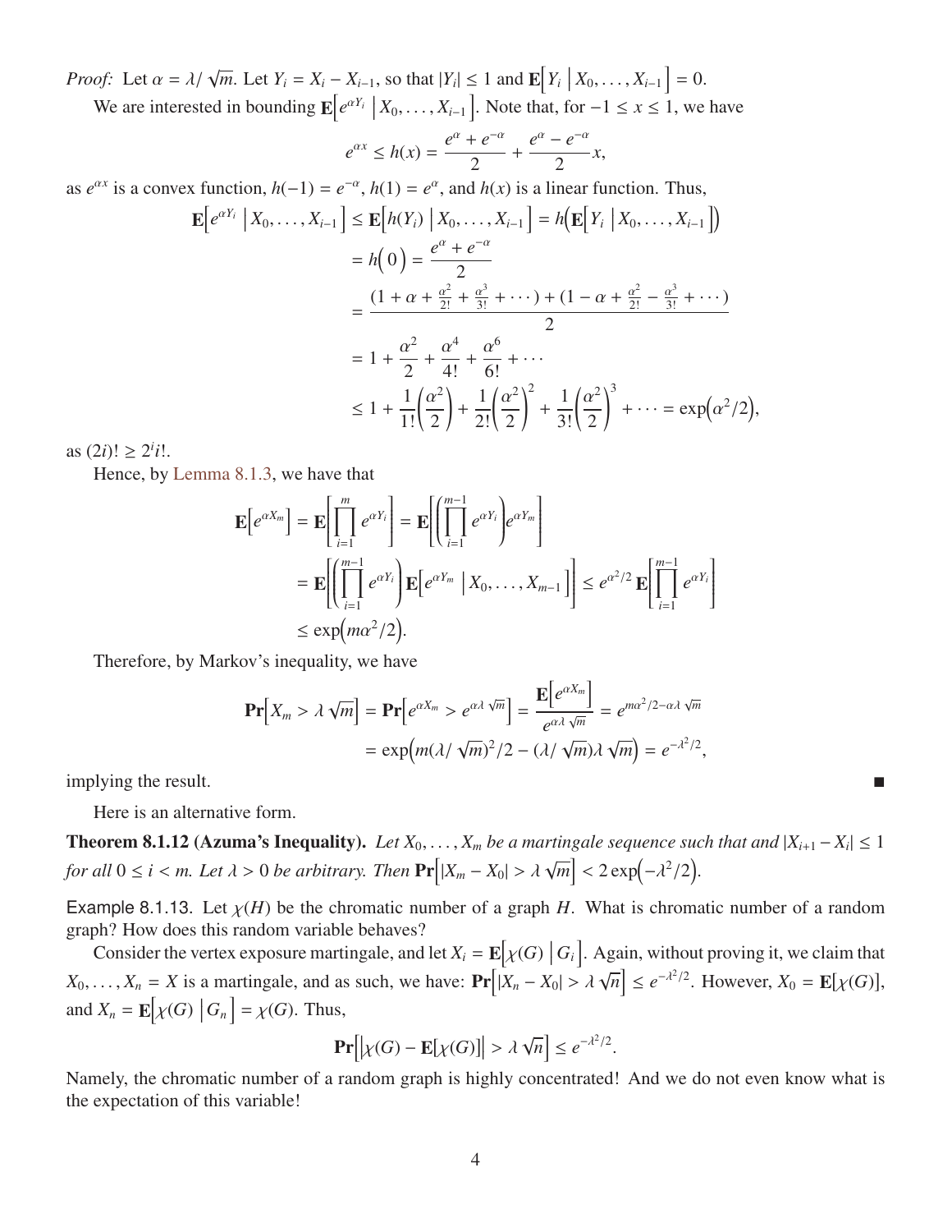*Proof:* Let $\alpha = \lambda / \sqrt{m}$. Let $Y_i = X_i - X_{i-1}$, so that $|Y_i| \leq 1$ and $\mathbf{E}\Big[ Y_i \;\Big|\; X_0, \ldots, X_{i-1} \Big] = 0$.

We are interested in bounding $\mathbf{E}\Big[ e^{\alpha Y_i} \;\Big|\; X_0, \ldots, X_{i-1} \Big]$. Note that, for $-1 \leq x \leq 1$, we have

$$e^{\alpha x} \leq h(x) = \frac{e^{\alpha} + e^{-\alpha}}{2} + \frac{e^{\alpha} - e^{-\alpha}}{2} x,$$

as $e^{\alpha x}$ is a convex function, $h(-1) = e^{-\alpha}$, $h(1) = e^{\alpha}$, and $h(x)$ is a linear function. Thus,

$$\begin{aligned}
\mathbf{E}\Big[ e^{\alpha Y_i} \;\Big|\; X_0, \ldots, X_{i-1} \Big] &\leq \mathbf{E}\Big[ h(Y_i) \;\Big|\; X_0, \ldots, X_{i-1} \Big] = h\Big( \mathbf{E}\Big[ Y_i \;\Big|\; X_0, \ldots, X_{i-1} \Big] \Big) \\
&= h\Big( 0 \Big) = \frac{e^{\alpha} + e^{-\alpha}}{2} \\
&= \frac{(1 + \alpha + \frac{\alpha^2}{2!} + \frac{\alpha^3}{3!} + \cdots) + (1 - \alpha + \frac{\alpha^2}{2!} - \frac{\alpha^3}{3!} + \cdots)}{2} \\
&= 1 + \frac{\alpha^2}{2} + \frac{\alpha^4}{4!} + \frac{\alpha^6}{6!} + \cdots \\
&\leq 1 + \frac{1}{1!}\left(\frac{\alpha^2}{2}\right) + \frac{1}{2!}\left(\frac{\alpha^2}{2}\right)^2 + \frac{1}{3!}\left(\frac{\alpha^2}{2}\right)^3 + \cdots = \exp\Big(\alpha^2/2\Big),
\end{aligned}$$

as $(2i)! \geq 2^i i!$.

Hence, by Lemma 8.1.3, we have that

$$\begin{aligned}
\mathbf{E}\Big[ e^{\alpha X_m} \Big] &= \mathbf{E}\left[ \prod_{i=1}^{m} e^{\alpha Y_i} \right] = \mathbf{E}\left[ \left( \prod_{i=1}^{m-1} e^{\alpha Y_i} \right) e^{\alpha Y_m} \right] \\
&= \mathbf{E}\left[ \left( \prod_{i=1}^{m-1} e^{\alpha Y_i} \right) \mathbf{E}\Big[ e^{\alpha Y_m} \;\Big|\; X_0, \ldots, X_{m-1} \Big] \right] \leq e^{\alpha^2/2}\, \mathbf{E}\left[ \prod_{i=1}^{m-1} e^{\alpha Y_i} \right] \\
&\leq \exp\Big( m\alpha^2/2 \Big).
\end{aligned}$$

Therefore, by Markov's inequality, we have

$$\begin{aligned}
\mathbf{Pr}\Big[ X_m > \lambda \sqrt{m} \Big] = \mathbf{Pr}\Big[ e^{\alpha X_m} > e^{\alpha \lambda \sqrt{m}} \Big] &= \frac{\mathbf{E}\Big[ e^{\alpha X_m} \Big]}{e^{\alpha \lambda \sqrt{m}}} = e^{m\alpha^2/2 - \alpha\lambda\sqrt{m}} \\
&= \exp\Big( m(\lambda/\sqrt{m})^2/2 - (\lambda/\sqrt{m})\lambda\sqrt{m} \Big) = e^{-\lambda^2/2},
\end{aligned}$$

implying the result. ∎

Here is an alternative form.

**Theorem 8.1.12 (Azuma's Inequality).** *Let $X_0, \ldots, X_m$ be a martingale sequence such that and $|X_{i+1} - X_i| \leq 1$ for all $0 \leq i < m$. Let $\lambda > 0$ be arbitrary. Then $\mathbf{Pr}\Big[ |X_m - X_0| > \lambda\sqrt{m} \Big] < 2\exp\Big(-\lambda^2/2\Big)$.*

Example 8.1.13. Let $\chi(H)$ be the chromatic number of a graph $H$. What is chromatic number of a random graph? How does this random variable behaves?

Consider the vertex exposure martingale, and let $X_i = \mathbf{E}\Big[ \chi(G) \;\Big|\; G_i \Big]$. Again, without proving it, we claim that $X_0, \ldots, X_n = X$ is a martingale, and as such, we have: $\mathbf{Pr}\Big[ |X_n - X_0| > \lambda\sqrt{n} \Big] \leq e^{-\lambda^2/2}$. However, $X_0 = \mathbf{E}[\chi(G)]$, and $X_n = \mathbf{E}\Big[ \chi(G) \;\Big|\; G_n \Big] = \chi(G)$. Thus,

$$\mathbf{Pr}\Big[ \big| \chi(G) - \mathbf{E}[\chi(G)] \big| > \lambda\sqrt{n} \Big] \leq e^{-\lambda^2/2}.$$

Namely, the chromatic number of a random graph is highly concentrated! And we do not even know what is the expectation of this variable!